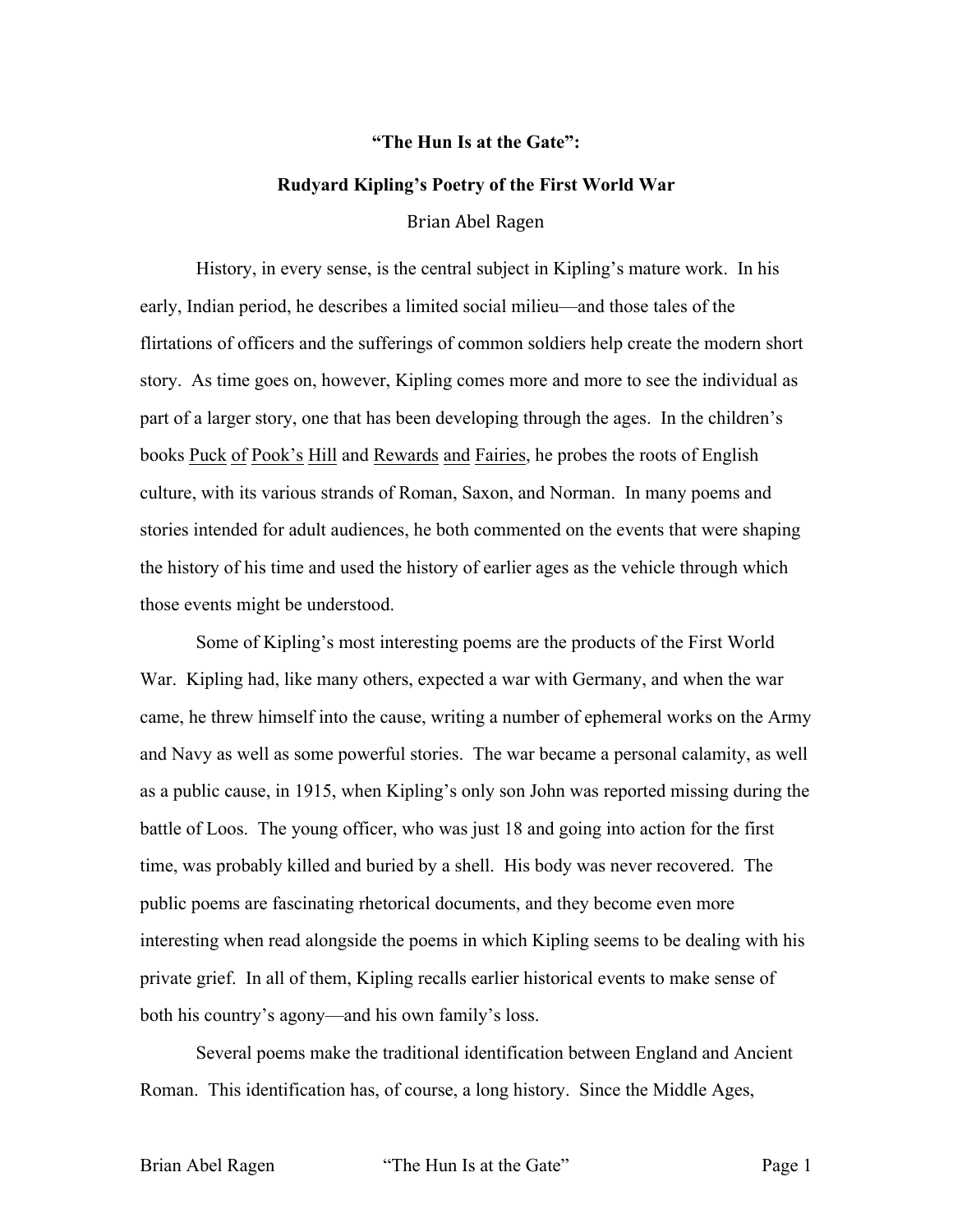# "The Hun Is at the Gate":

## Rudyard Kipling's Poetry of the First World War

Brian Abel Ragen

History, in every sense, is the central subject in Kipling's mature work. In his early, Indian period, he describes a limited social milieu—and those tales of the flirtations of officers and the sufferings of common soldiers help create the modern short story. As time goes on, however, Kipling comes more and more to see the individual as part of a larger story, one that has been developing through the ages. In the children's books <u>Puck of Pook's Hill</u> and <u>Rewards and Fairies</u>, he probes the roots of English culture, with its various strands of Roman, Saxon, and Norman. In many poems and stories intended for adult audiences, he both commented on the events that were shaping the history of his time and used the history of earlier ages as the vehicle through which those events might be understood.

Some of Kipling's most interesting poems are the products of the First World War. Kipling had, like many others, expected a war with Germany, and when the war came, he threw himself into the cause, writing a number of ephemeral works on the Army and Navy as well as some powerful stories. The war became a personal calamity, as well as a public cause, in 1915, when Kipling's only son John was reported missing during the battle of Loos. The young officer, who was just 18 and going into action for the first time, was probably killed and buried by a shell. His body was never recovered. The public poems are fascinating rhetorical documents, and they become even more interesting when read alongside the poems in which Kipling seems to be dealing with his private grief. In all of them, Kipling recalls earlier historical events to make sense of both his country's agony—and his own family's loss.

Several poems make the traditional identification between England and Ancient Roman. This identification has, of course, a long history. Since the Middle Ages,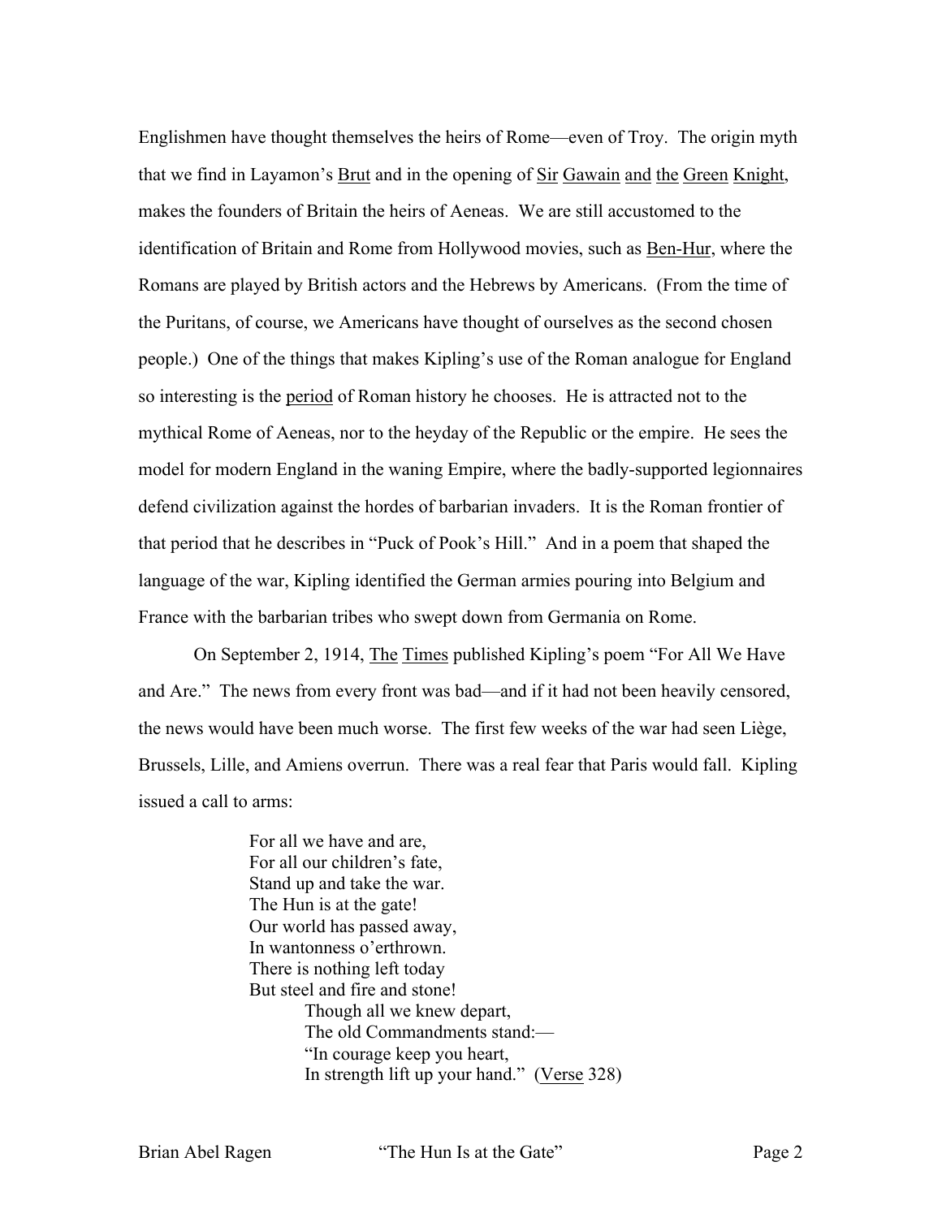Englishmen have thought themselves the heirs of Rome—even of Troy. The origin myth that we find in Layamon's Brut and in the opening of Sir Gawain and the Green Knight, makes the founders of Britain the heirs of Aeneas. We are still accustomed to the identification of Britain and Rome from Hollywood movies, such as Ben-Hur, where the Romans are played by British actors and the Hebrews by Americans. (From the time of the Puritans, of course, we Americans have thought of ourselves as the second chosen people.) One of the things that makes Kipling's use of the Roman analogue for England so interesting is the period of Roman history he chooses. He is attracted not to the mythical Rome of Aeneas, nor to the heyday of the Republic or the empire. He sees the model for modern England in the waning Empire, where the badly-supported legionnaires defend civilization against the hordes of barbarian invaders. It is the Roman frontier of that period that he describes in "Puck of Pook's Hill." And in a poem that shaped the language of the war, Kipling identified the German armies pouring into Belgium and France with the barbarian tribes who swept down from Germania on Rome.

On September 2, 1914, The Times published Kipling's poem "For All We Have and Are." The news from every front was bad—and if it had not been heavily censored, the news would have been much worse. The first few weeks of the war had seen Liège, Brussels, Lille, and Amiens overrun. There was a real fear that Paris would fall. Kipling issued a call to arms:

> For all we have and are,
> For all our children's fate,
> Stand up and take the war.
> The Hun is at the gate!
> Our world has passed away,
> In wantonness o'erthrown.
> There is nothing left today
> But steel and fire and stone!
>> Though all we knew depart,
>> The old Commandments stand:—
>> "In courage keep you heart,
>> In strength lift up your hand." (Verse 328)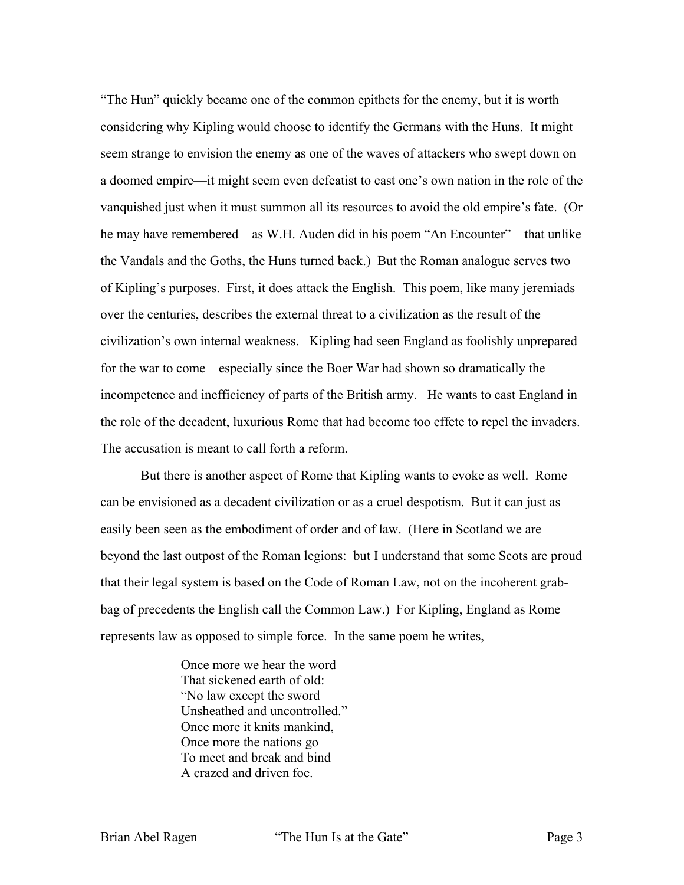"The Hun" quickly became one of the common epithets for the enemy, but it is worth considering why Kipling would choose to identify the Germans with the Huns. It might seem strange to envision the enemy as one of the waves of attackers who swept down on a doomed empire—it might seem even defeatist to cast one's own nation in the role of the vanquished just when it must summon all its resources to avoid the old empire's fate. (Or he may have remembered—as W.H. Auden did in his poem "An Encounter"—that unlike the Vandals and the Goths, the Huns turned back.) But the Roman analogue serves two of Kipling's purposes. First, it does attack the English. This poem, like many jeremiads over the centuries, describes the external threat to a civilization as the result of the civilization's own internal weakness. Kipling had seen England as foolishly unprepared for the war to come—especially since the Boer War had shown so dramatically the incompetence and inefficiency of parts of the British army. He wants to cast England in the role of the decadent, luxurious Rome that had become too effete to repel the invaders. The accusation is meant to call forth a reform.

But there is another aspect of Rome that Kipling wants to evoke as well. Rome can be envisioned as a decadent civilization or as a cruel despotism. But it can just as easily been seen as the embodiment of order and of law. (Here in Scotland we are beyond the last outpost of the Roman legions: but I understand that some Scots are proud that their legal system is based on the Code of Roman Law, not on the incoherent grab-bag of precedents the English call the Common Law.) For Kipling, England as Rome represents law as opposed to simple force. In the same poem he writes,

> Once more we hear the word  
> That sickened earth of old:—  
> "No law except the sword  
> Unsheathed and uncontrolled."  
> Once more it knits mankind,  
> Once more the nations go  
> To meet and break and bind  
> A crazed and driven foe.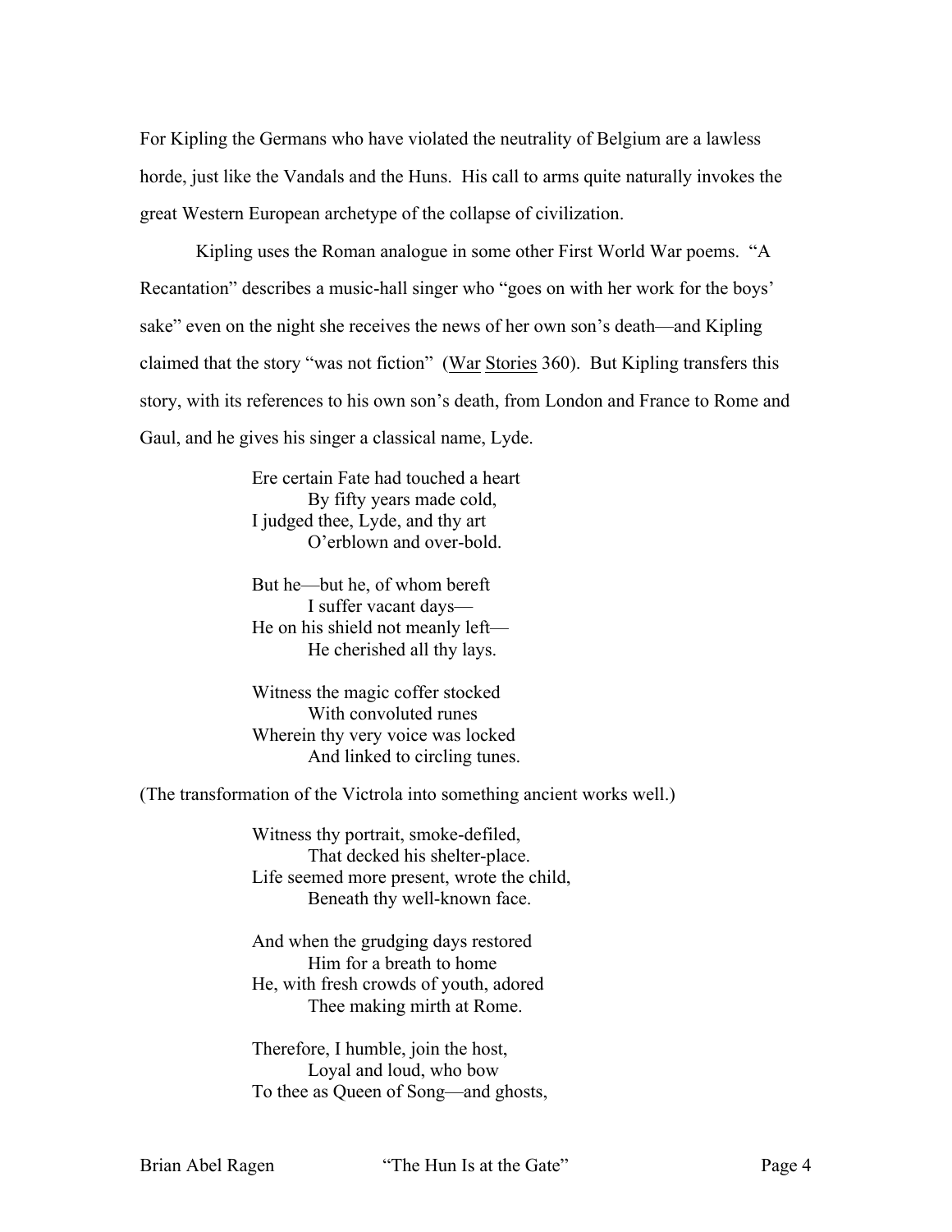For Kipling the Germans who have violated the neutrality of Belgium are a lawless horde, just like the Vandals and the Huns. His call to arms quite naturally invokes the great Western European archetype of the collapse of civilization.

Kipling uses the Roman analogue in some other First World War poems. "A Recantation" describes a music-hall singer who "goes on with her work for the boys' sake" even on the night she receives the news of her own son's death—and Kipling claimed that the story "was not fiction" (War Stories 360). But Kipling transfers this story, with its references to his own son's death, from London and France to Rome and Gaul, and he gives his singer a classical name, Lyde.

> Ere certain Fate had touched a heart
> By fifty years made cold,
> I judged thee, Lyde, and thy art
> O'erblown and over-bold.
>
> But he—but he, of whom bereft
> I suffer vacant days—
> He on his shield not meanly left—
> He cherished all thy lays.
>
> Witness the magic coffer stocked
> With convoluted runes
> Wherein thy very voice was locked
> And linked to circling tunes.

(The transformation of the Victrola into something ancient works well.)

> Witness thy portrait, smoke-defiled,
> That decked his shelter-place.
> Life seemed more present, wrote the child,
> Beneath thy well-known face.
>
> And when the grudging days restored
> Him for a breath to home
> He, with fresh crowds of youth, adored
> Thee making mirth at Rome.
>
> Therefore, I humble, join the host,
> Loyal and loud, who bow
> To thee as Queen of Song—and ghosts,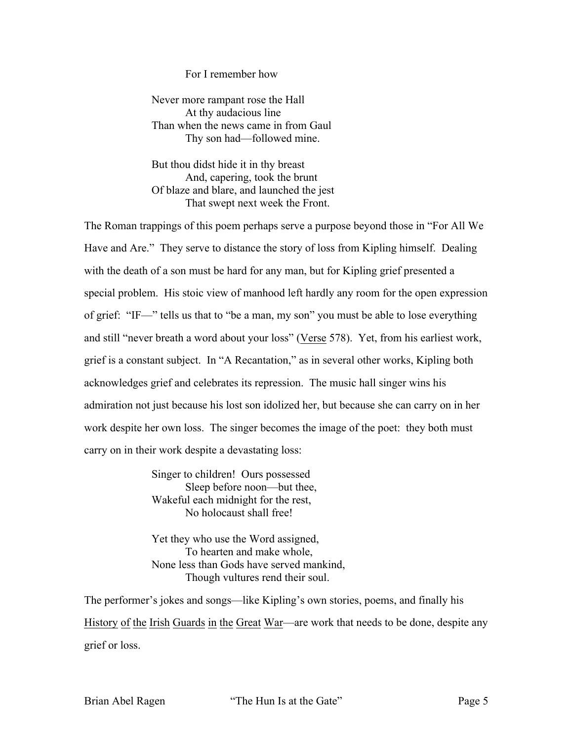For I remember how

Never more rampant rose the Hall  
  At thy audacious line  
Than when the news came in from Gaul  
  Thy son had—followed mine.

But thou didst hide it in thy breast  
  And, capering, took the brunt  
Of blaze and blare, and launched the jest  
  That swept next week the Front.

The Roman trappings of this poem perhaps serve a purpose beyond those in "For All We Have and Are." They serve to distance the story of loss from Kipling himself. Dealing with the death of a son must be hard for any man, but for Kipling grief presented a special problem. His stoic view of manhood left hardly any room for the open expression of grief: "IF—" tells us that to "be a man, my son" you must be able to lose everything and still "never breath a word about your loss" (Verse 578). Yet, from his earliest work, grief is a constant subject. In "A Recantation," as in several other works, Kipling both acknowledges grief and celebrates its repression. The music hall singer wins his admiration not just because his lost son idolized her, but because she can carry on in her work despite her own loss. The singer becomes the image of the poet: they both must carry on in their work despite a devastating loss:

Singer to children! Ours possessed  
  Sleep before noon—but thee,  
Wakeful each midnight for the rest,  
  No holocaust shall free!

Yet they who use the Word assigned,  
  To hearten and make whole,  
None less than Gods have served mankind,  
  Though vultures rend their soul.

The performer's jokes and songs—like Kipling's own stories, poems, and finally his History of the Irish Guards in the Great War—are work that needs to be done, despite any grief or loss.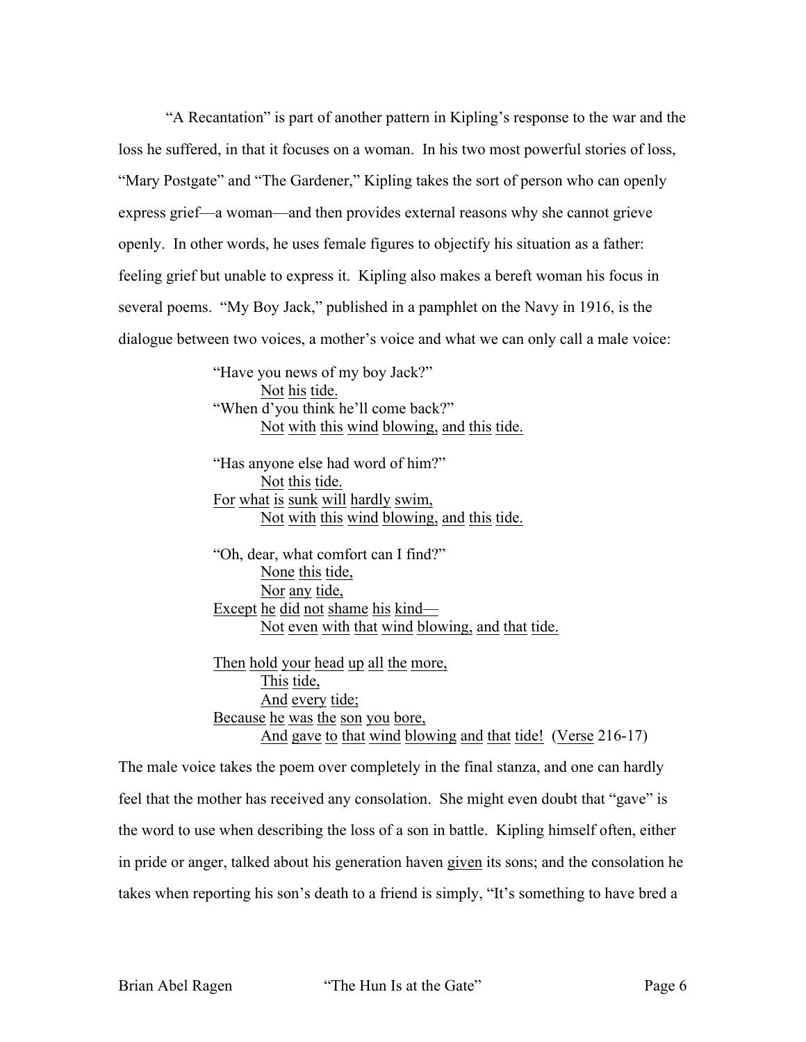"A Recantation" is part of another pattern in Kipling's response to the war and the loss he suffered, in that it focuses on a woman. In his two most powerful stories of loss, "Mary Postgate" and "The Gardener," Kipling takes the sort of person who can openly express grief—a woman—and then provides external reasons why she cannot grieve openly. In other words, he uses female figures to objectify his situation as a father: feeling grief but unable to express it. Kipling also makes a bereft woman his focus in several poems. "My Boy Jack," published in a pamphlet on the Navy in 1916, is the dialogue between two voices, a mother's voice and what we can only call a male voice:

> "Have you news of my boy Jack?"
> &nbsp;&nbsp;&nbsp;&nbsp;Not his tide.
> "When d'you think he'll come back?"
> &nbsp;&nbsp;&nbsp;&nbsp;Not with this wind blowing, and this tide.
>
> "Has anyone else had word of him?"
> &nbsp;&nbsp;&nbsp;&nbsp;Not this tide.
> For what is sunk will hardly swim,
> &nbsp;&nbsp;&nbsp;&nbsp;Not with this wind blowing, and this tide.
>
> "Oh, dear, what comfort can I find?"
> &nbsp;&nbsp;&nbsp;&nbsp;None this tide,
> &nbsp;&nbsp;&nbsp;&nbsp;Nor any tide,
> Except he did not shame his kind—
> &nbsp;&nbsp;&nbsp;&nbsp;Not even with that wind blowing, and that tide.
>
> Then hold your head up all the more,
> &nbsp;&nbsp;&nbsp;&nbsp;This tide,
> &nbsp;&nbsp;&nbsp;&nbsp;And every tide;
> Because he was the son you bore,
> &nbsp;&nbsp;&nbsp;&nbsp;And gave to that wind blowing and that tide! (Verse 216-17)

The male voice takes the poem over completely in the final stanza, and one can hardly feel that the mother has received any consolation. She might even doubt that "gave" is the word to use when describing the loss of a son in battle. Kipling himself often, either in pride or anger, talked about his generation haven given its sons; and the consolation he takes when reporting his son's death to a friend is simply, "It's something to have bred a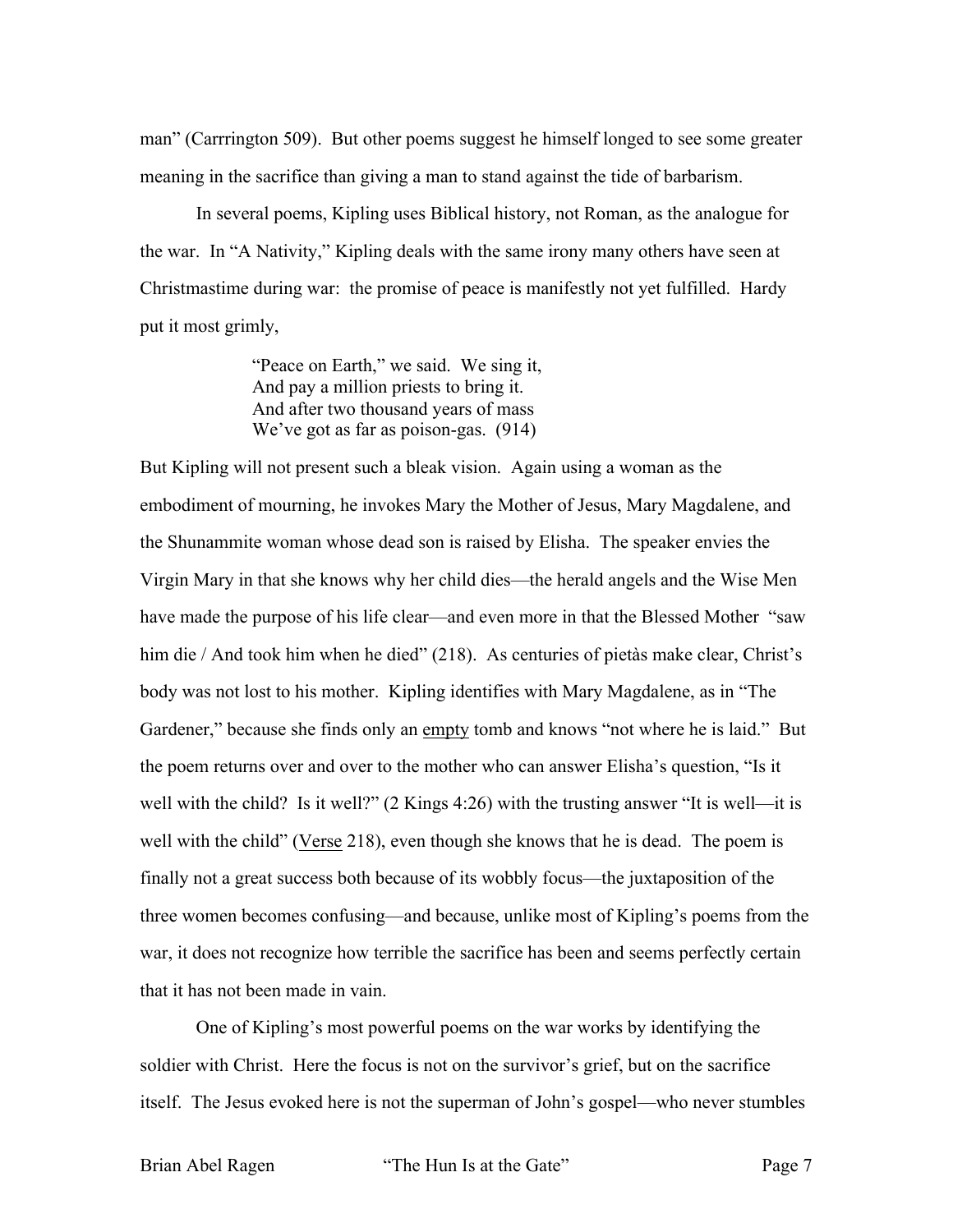man" (Carrrington 509). But other poems suggest he himself longed to see some greater meaning in the sacrifice than giving a man to stand against the tide of barbarism.

In several poems, Kipling uses Biblical history, not Roman, as the analogue for the war. In "A Nativity," Kipling deals with the same irony many others have seen at Christmastime during war: the promise of peace is manifestly not yet fulfilled. Hardy put it most grimly,

> "Peace on Earth," we said. We sing it,  
> And pay a million priests to bring it.  
> And after two thousand years of mass  
> We've got as far as poison-gas. (914)

But Kipling will not present such a bleak vision. Again using a woman as the embodiment of mourning, he invokes Mary the Mother of Jesus, Mary Magdalene, and the Shunammite woman whose dead son is raised by Elisha. The speaker envies the Virgin Mary in that she knows why her child dies—the herald angels and the Wise Men have made the purpose of his life clear—and even more in that the Blessed Mother "saw him die / And took him when he died" (218). As centuries of pietàs make clear, Christ's body was not lost to his mother. Kipling identifies with Mary Magdalene, as in "The Gardener," because she finds only an <u>empty</u> tomb and knows "not where he is laid." But the poem returns over and over to the mother who can answer Elisha's question, "Is it well with the child? Is it well?" (2 Kings 4:26) with the trusting answer "It is well—it is well with the child" (<u>Verse</u> 218), even though she knows that he is dead. The poem is finally not a great success both because of its wobbly focus—the juxtaposition of the three women becomes confusing—and because, unlike most of Kipling's poems from the war, it does not recognize how terrible the sacrifice has been and seems perfectly certain that it has not been made in vain.

One of Kipling's most powerful poems on the war works by identifying the soldier with Christ. Here the focus is not on the survivor's grief, but on the sacrifice itself. The Jesus evoked here is not the superman of John's gospel—who never stumbles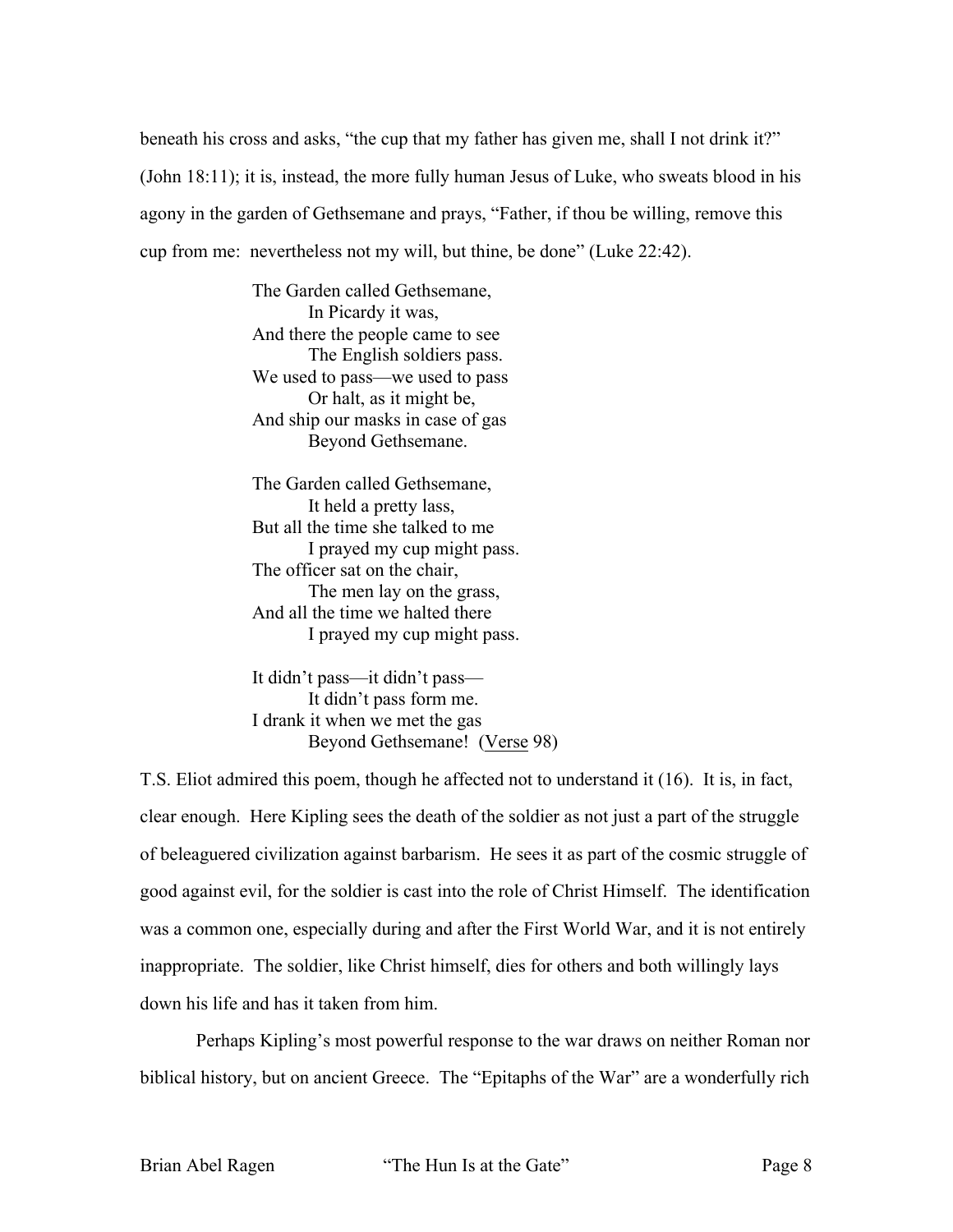beneath his cross and asks, "the cup that my father has given me, shall I not drink it?" (John 18:11); it is, instead, the more fully human Jesus of Luke, who sweats blood in his agony in the garden of Gethsemane and prays, "Father, if thou be willing, remove this cup from me: nevertheless not my will, but thine, be done" (Luke 22:42).

> The Garden called Gethsemane,
> &nbsp;&nbsp;&nbsp;&nbsp;&nbsp;&nbsp;&nbsp;&nbsp;In Picardy it was,
> And there the people came to see
> &nbsp;&nbsp;&nbsp;&nbsp;&nbsp;&nbsp;&nbsp;&nbsp;The English soldiers pass.
> We used to pass—we used to pass
> &nbsp;&nbsp;&nbsp;&nbsp;&nbsp;&nbsp;&nbsp;&nbsp;Or halt, as it might be,
> And ship our masks in case of gas
> &nbsp;&nbsp;&nbsp;&nbsp;&nbsp;&nbsp;&nbsp;&nbsp;Beyond Gethsemane.
>
> The Garden called Gethsemane,
> &nbsp;&nbsp;&nbsp;&nbsp;&nbsp;&nbsp;&nbsp;&nbsp;It held a pretty lass,
> But all the time she talked to me
> &nbsp;&nbsp;&nbsp;&nbsp;&nbsp;&nbsp;&nbsp;&nbsp;I prayed my cup might pass.
> The officer sat on the chair,
> &nbsp;&nbsp;&nbsp;&nbsp;&nbsp;&nbsp;&nbsp;&nbsp;The men lay on the grass,
> And all the time we halted there
> &nbsp;&nbsp;&nbsp;&nbsp;&nbsp;&nbsp;&nbsp;&nbsp;I prayed my cup might pass.
>
> It didn't pass—it didn't pass—
> &nbsp;&nbsp;&nbsp;&nbsp;&nbsp;&nbsp;&nbsp;&nbsp;It didn't pass form me.
> I drank it when we met the gas
> &nbsp;&nbsp;&nbsp;&nbsp;&nbsp;&nbsp;&nbsp;&nbsp;Beyond Gethsemane! (<u>Verse</u> 98)

T.S. Eliot admired this poem, though he affected not to understand it (16). It is, in fact, clear enough. Here Kipling sees the death of the soldier as not just a part of the struggle of beleaguered civilization against barbarism. He sees it as part of the cosmic struggle of good against evil, for the soldier is cast into the role of Christ Himself. The identification was a common one, especially during and after the First World War, and it is not entirely inappropriate. The soldier, like Christ himself, dies for others and both willingly lays down his life and has it taken from him.

Perhaps Kipling's most powerful response to the war draws on neither Roman nor biblical history, but on ancient Greece. The "Epitaphs of the War" are a wonderfully rich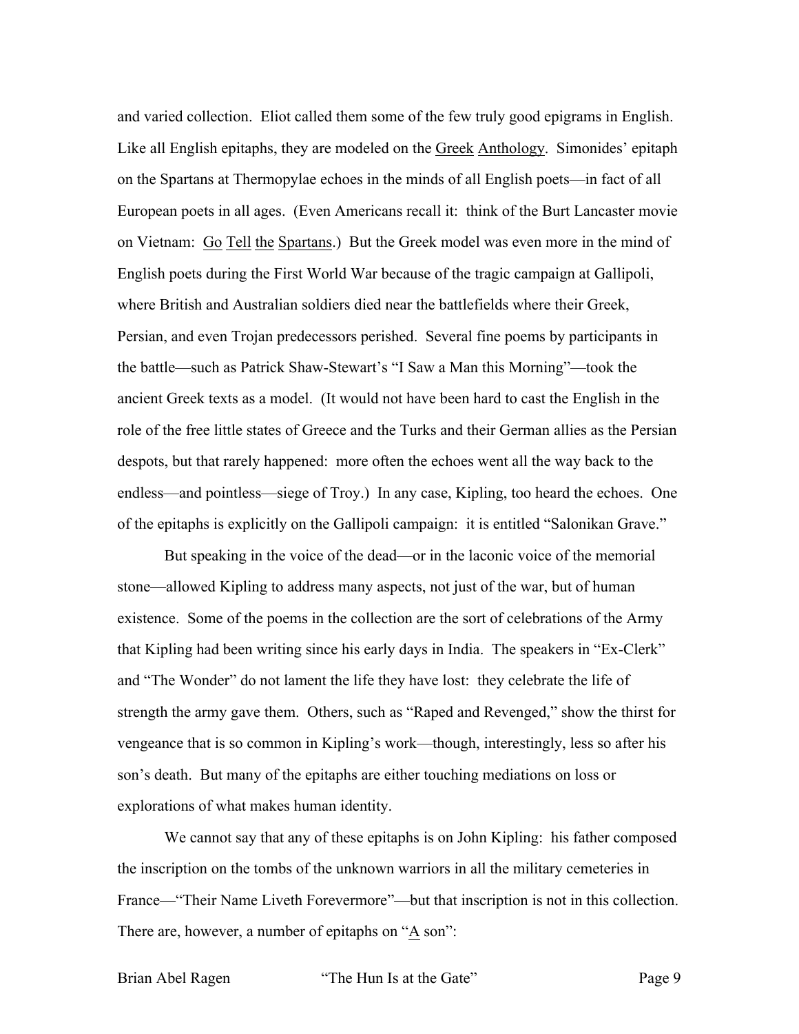and varied collection. Eliot called them some of the few truly good epigrams in English. Like all English epitaphs, they are modeled on the _Greek Anthology_. Simonides' epitaph on the Spartans at Thermopylae echoes in the minds of all English poets—in fact of all European poets in all ages. (Even Americans recall it: think of the Burt Lancaster movie on Vietnam: _Go Tell the Spartans_.) But the Greek model was even more in the mind of English poets during the First World War because of the tragic campaign at Gallipoli, where British and Australian soldiers died near the battlefields where their Greek, Persian, and even Trojan predecessors perished. Several fine poems by participants in the battle—such as Patrick Shaw-Stewart's "I Saw a Man this Morning"—took the ancient Greek texts as a model. (It would not have been hard to cast the English in the role of the free little states of Greece and the Turks and their German allies as the Persian despots, but that rarely happened: more often the echoes went all the way back to the endless—and pointless—siege of Troy.) In any case, Kipling, too heard the echoes. One of the epitaphs is explicitly on the Gallipoli campaign: it is entitled "Salonikan Grave."

But speaking in the voice of the dead—or in the laconic voice of the memorial stone—allowed Kipling to address many aspects, not just of the war, but of human existence. Some of the poems in the collection are the sort of celebrations of the Army that Kipling had been writing since his early days in India. The speakers in "Ex-Clerk" and "The Wonder" do not lament the life they have lost: they celebrate the life of strength the army gave them. Others, such as "Raped and Revenged," show the thirst for vengeance that is so common in Kipling's work—though, interestingly, less so after his son's death. But many of the epitaphs are either touching mediations on loss or explorations of what makes human identity.

We cannot say that any of these epitaphs is on John Kipling: his father composed the inscription on the tombs of the unknown warriors in all the military cemeteries in France—"Their Name Liveth Forevermore"—but that inscription is not in this collection. There are, however, a number of epitaphs on "_A_ son":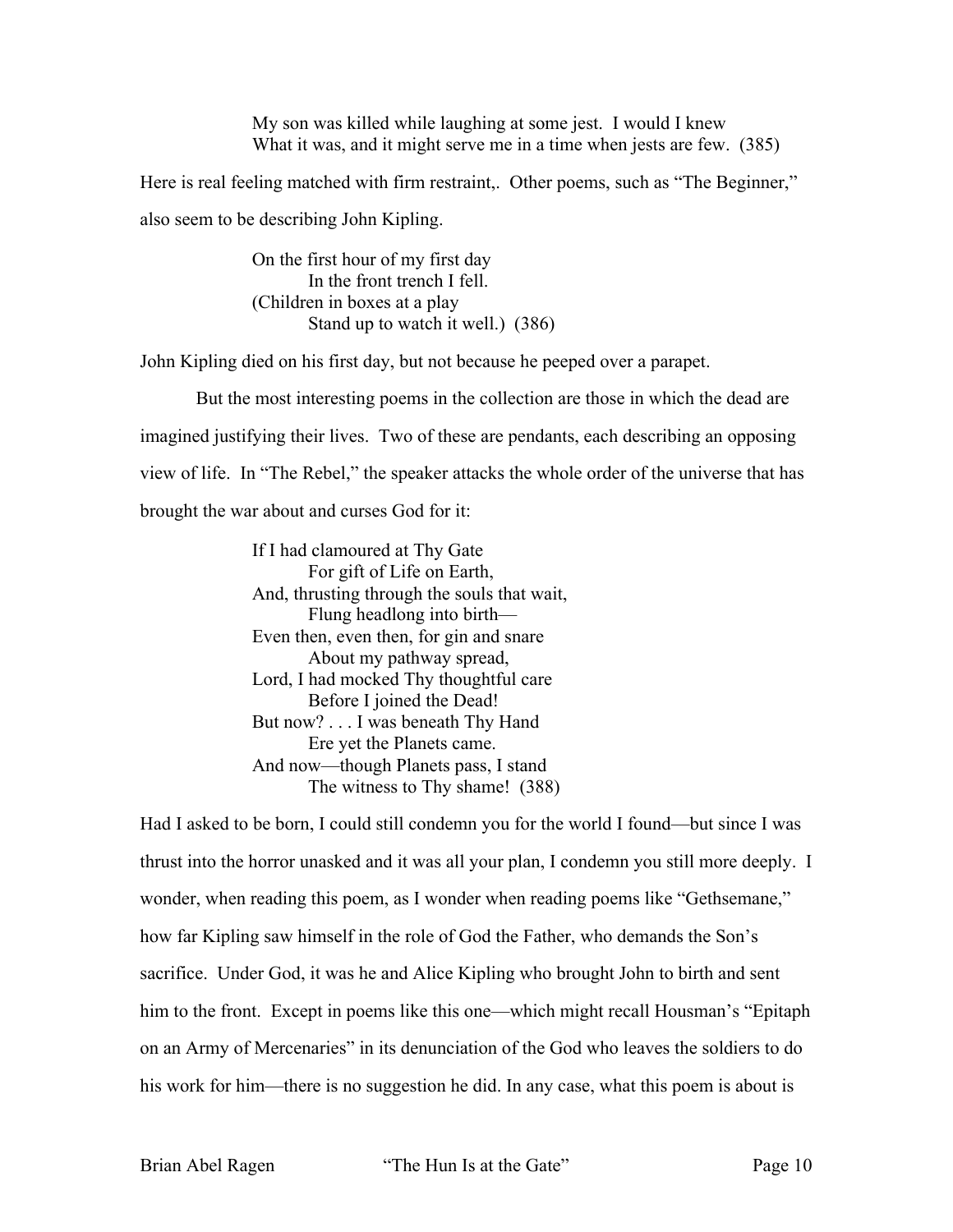> My son was killed while laughing at some jest. I would I knew
> What it was, and it might serve me in a time when jests are few. (385)

Here is real feeling matched with firm restraint,. Other poems, such as "The Beginner," also seem to be describing John Kipling.

> On the first hour of my first day
> In the front trench I fell.
> (Children in boxes at a play
> Stand up to watch it well.) (386)

John Kipling died on his first day, but not because he peeped over a parapet.

But the most interesting poems in the collection are those in which the dead are imagined justifying their lives. Two of these are pendants, each describing an opposing view of life. In "The Rebel," the speaker attacks the whole order of the universe that has brought the war about and curses God for it:

> If I had clamoured at Thy Gate
> For gift of Life on Earth,
> And, thrusting through the souls that wait,
> Flung headlong into birth—
> Even then, even then, for gin and snare
> About my pathway spread,
> Lord, I had mocked Thy thoughtful care
> Before I joined the Dead!
> But now? . . . I was beneath Thy Hand
> Ere yet the Planets came.
> And now—though Planets pass, I stand
> The witness to Thy shame! (388)

Had I asked to be born, I could still condemn you for the world I found—but since I was thrust into the horror unasked and it was all your plan, I condemn you still more deeply. I wonder, when reading this poem, as I wonder when reading poems like "Gethsemane," how far Kipling saw himself in the role of God the Father, who demands the Son's sacrifice. Under God, it was he and Alice Kipling who brought John to birth and sent him to the front. Except in poems like this one—which might recall Housman's "Epitaph on an Army of Mercenaries" in its denunciation of the God who leaves the soldiers to do his work for him—there is no suggestion he did. In any case, what this poem is about is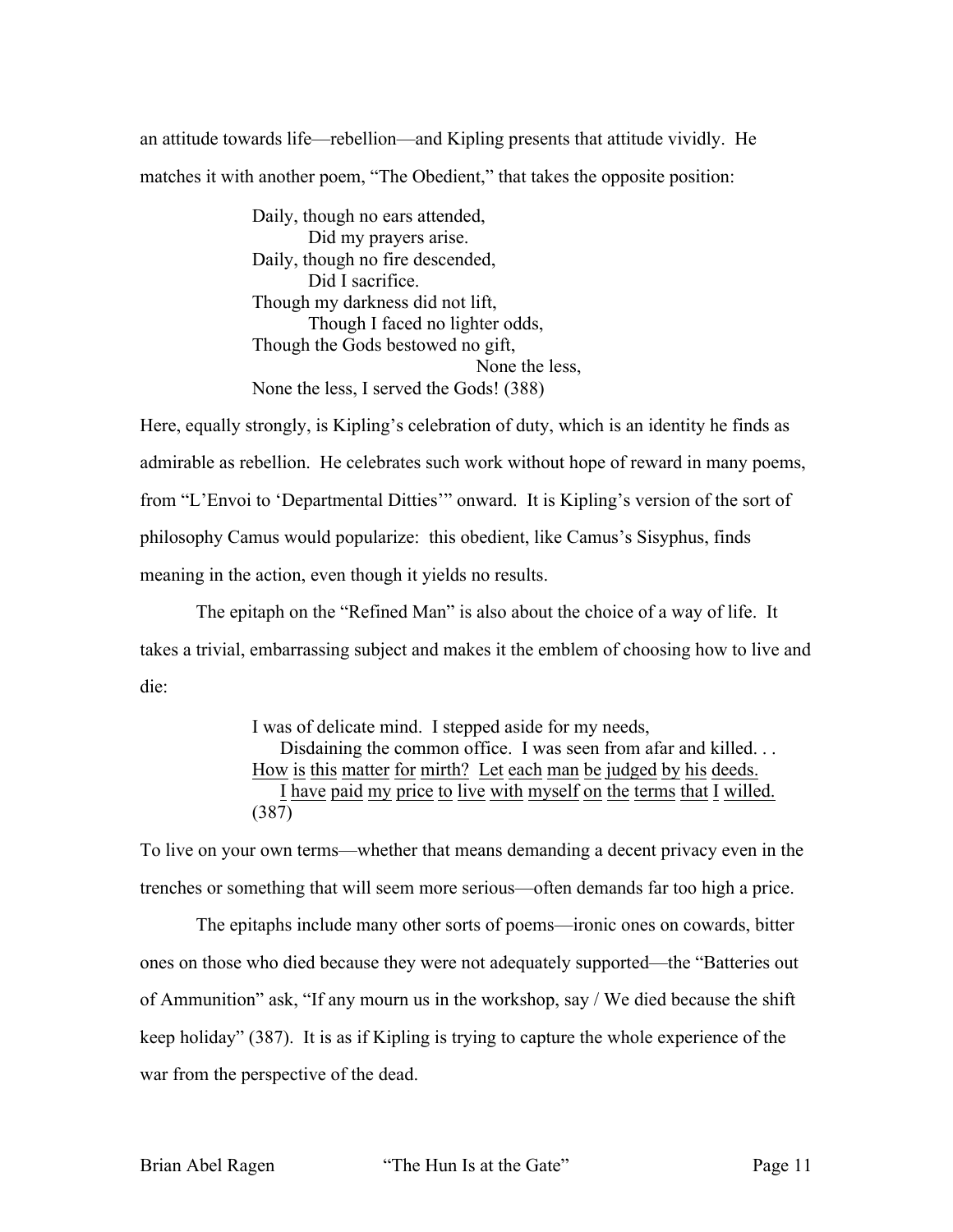an attitude towards life—rebellion—and Kipling presents that attitude vividly. He matches it with another poem, "The Obedient," that takes the opposite position:

> Daily, though no ears attended,  
> &nbsp;&nbsp;&nbsp;&nbsp;&nbsp;&nbsp;&nbsp;&nbsp;Did my prayers arise.  
> Daily, though no fire descended,  
> &nbsp;&nbsp;&nbsp;&nbsp;&nbsp;&nbsp;&nbsp;&nbsp;Did I sacrifice.  
> Though my darkness did not lift,  
> &nbsp;&nbsp;&nbsp;&nbsp;&nbsp;&nbsp;&nbsp;&nbsp;Though I faced no lighter odds,  
> Though the Gods bestowed no gift,  
> &nbsp;&nbsp;&nbsp;&nbsp;&nbsp;&nbsp;&nbsp;&nbsp;&nbsp;&nbsp;&nbsp;&nbsp;&nbsp;&nbsp;&nbsp;&nbsp;&nbsp;&nbsp;&nbsp;&nbsp;&nbsp;&nbsp;&nbsp;&nbsp;&nbsp;&nbsp;&nbsp;&nbsp;&nbsp;&nbsp;&nbsp;&nbsp;None the less,  
> None the less, I served the Gods! (388)

Here, equally strongly, is Kipling's celebration of duty, which is an identity he finds as admirable as rebellion. He celebrates such work without hope of reward in many poems, from "L'Envoi to 'Departmental Ditties'" onward. It is Kipling's version of the sort of philosophy Camus would popularize: this obedient, like Camus's Sisyphus, finds meaning in the action, even though it yields no results.

The epitaph on the "Refined Man" is also about the choice of a way of life. It takes a trivial, embarrassing subject and makes it the emblem of choosing how to live and die:

> I was of delicate mind. I stepped aside for my needs,  
> &nbsp;&nbsp;&nbsp;&nbsp;Disdaining the common office. I was seen from afar and killed. . .  
> <u>How is this matter for mirth? Let each man be judged by his deeds.</u>  
> &nbsp;&nbsp;&nbsp;&nbsp;<u>I have paid my price to live with myself on the terms that I willed.</u>  
> (387)

To live on your own terms—whether that means demanding a decent privacy even in the trenches or something that will seem more serious—often demands far too high a price.

The epitaphs include many other sorts of poems—ironic ones on cowards, bitter ones on those who died because they were not adequately supported—the "Batteries out of Ammunition" ask, "If any mourn us in the workshop, say / We died because the shift keep holiday" (387). It is as if Kipling is trying to capture the whole experience of the war from the perspective of the dead.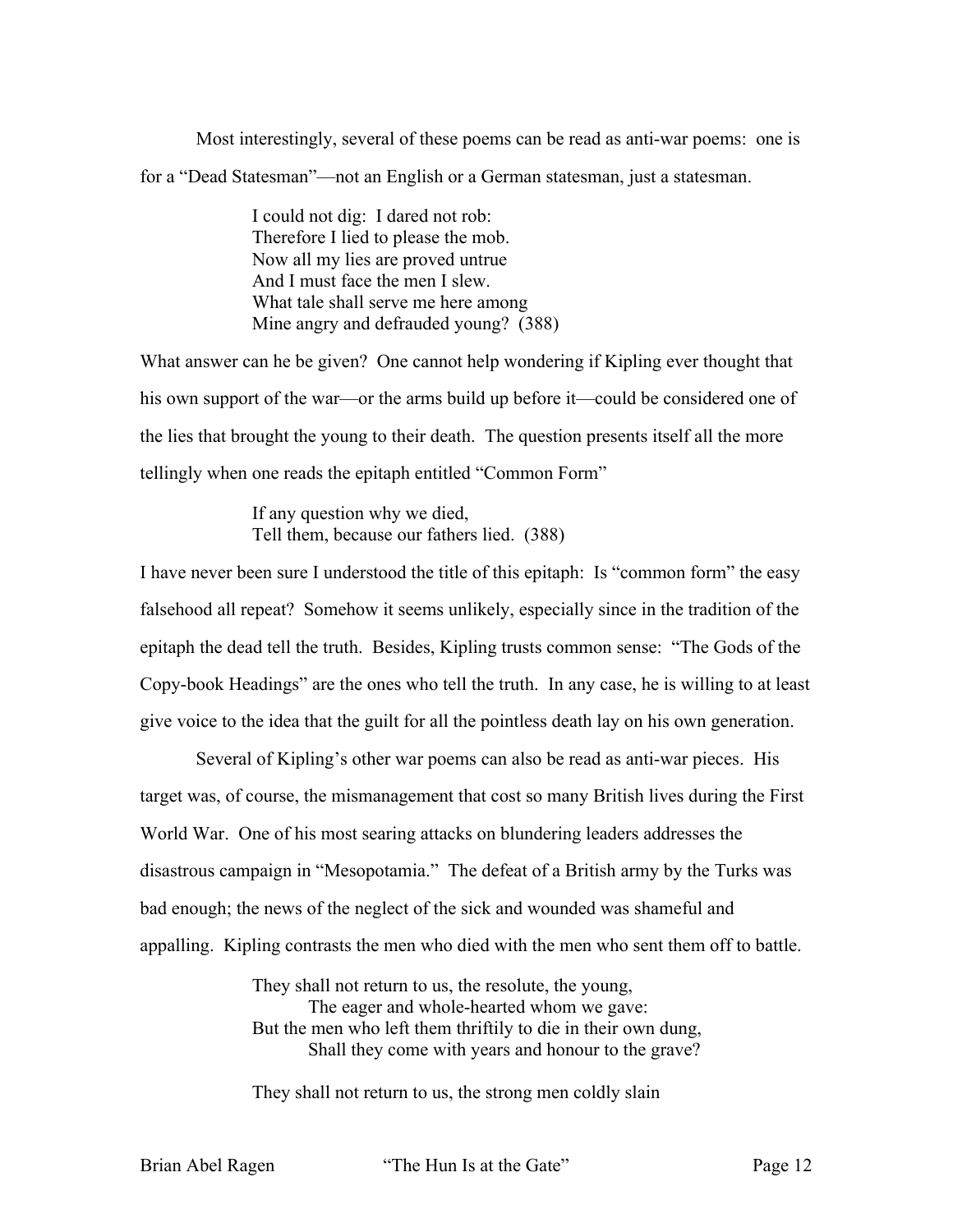Most interestingly, several of these poems can be read as anti-war poems: one is for a "Dead Statesman"—not an English or a German statesman, just a statesman.

> I could not dig: I dared not rob:
> Therefore I lied to please the mob.
> Now all my lies are proved untrue
> And I must face the men I slew.
> What tale shall serve me here among
> Mine angry and defrauded young? (388)

What answer can he be given? One cannot help wondering if Kipling ever thought that his own support of the war—or the arms build up before it—could be considered one of the lies that brought the young to their death. The question presents itself all the more tellingly when one reads the epitaph entitled "Common Form"

> If any question why we died,
> Tell them, because our fathers lied. (388)

I have never been sure I understood the title of this epitaph: Is "common form" the easy falsehood all repeat? Somehow it seems unlikely, especially since in the tradition of the epitaph the dead tell the truth. Besides, Kipling trusts common sense: "The Gods of the Copy-book Headings" are the ones who tell the truth. In any case, he is willing to at least give voice to the idea that the guilt for all the pointless death lay on his own generation.

Several of Kipling's other war poems can also be read as anti-war pieces. His target was, of course, the mismanagement that cost so many British lives during the First World War. One of his most searing attacks on blundering leaders addresses the disastrous campaign in "Mesopotamia." The defeat of a British army by the Turks was bad enough; the news of the neglect of the sick and wounded was shameful and appalling. Kipling contrasts the men who died with the men who sent them off to battle.

> They shall not return to us, the resolute, the young,
> &nbsp;&nbsp;&nbsp;&nbsp;The eager and whole-hearted whom we gave:
> But the men who left them thriftily to die in their own dung,
> &nbsp;&nbsp;&nbsp;&nbsp;Shall they come with years and honour to the grave?
>
> They shall not return to us, the strong men coldly slain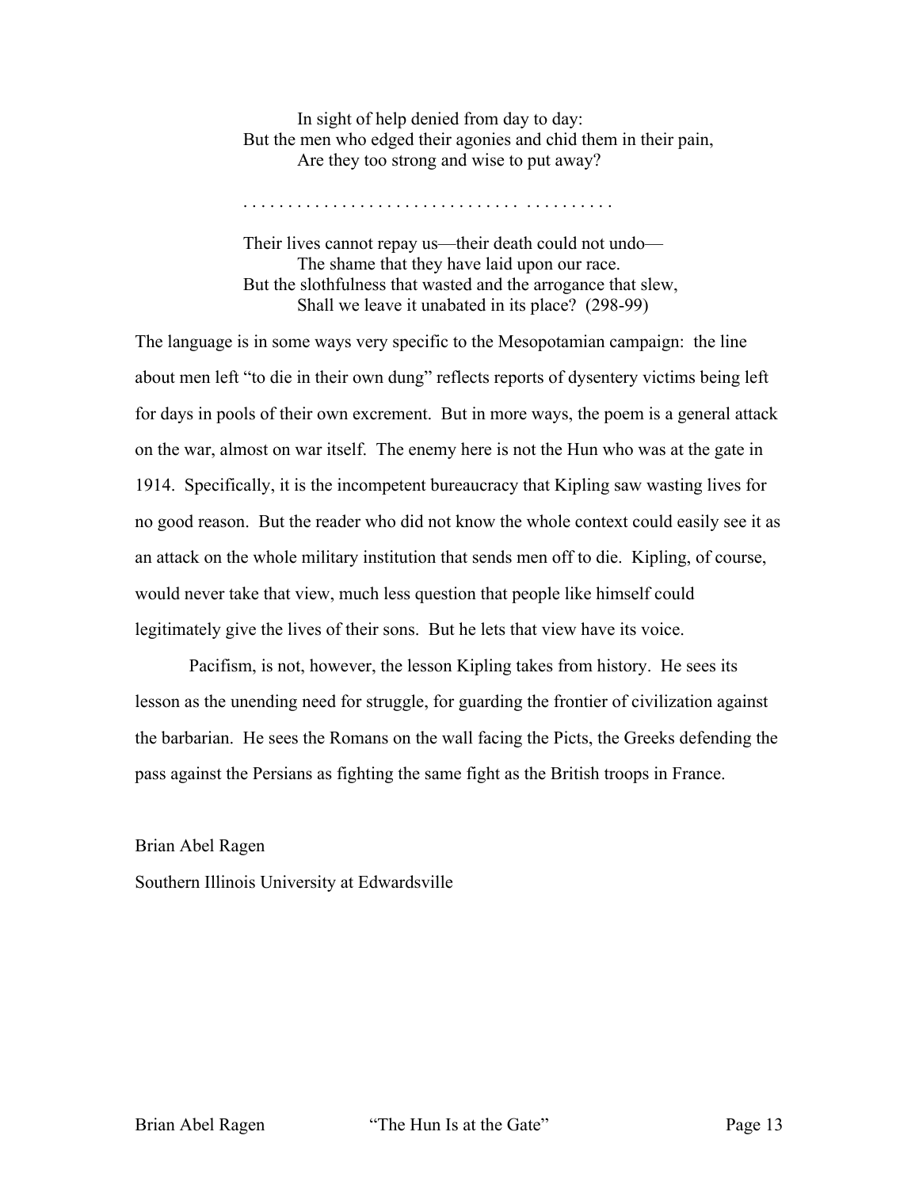> In sight of help denied from day to day:  
> But the men who edged their agonies and chid them in their pain,  
> Are they too strong and wise to put away?
>
> . . . . . . . . . . . . . . . . . . . . . . . . . . . . . .  . . . . . . . . . .
>
> Their lives cannot repay us—their death could not undo—  
> The shame that they have laid upon our race.  
> But the slothfulness that wasted and the arrogance that slew,  
> Shall we leave it unabated in its place? (298-99)

The language is in some ways very specific to the Mesopotamian campaign: the line about men left "to die in their own dung" reflects reports of dysentery victims being left for days in pools of their own excrement. But in more ways, the poem is a general attack on the war, almost on war itself. The enemy here is not the Hun who was at the gate in 1914. Specifically, it is the incompetent bureaucracy that Kipling saw wasting lives for no good reason. But the reader who did not know the whole context could easily see it as an attack on the whole military institution that sends men off to die. Kipling, of course, would never take that view, much less question that people like himself could legitimately give the lives of their sons. But he lets that view have its voice.

Pacifism, is not, however, the lesson Kipling takes from history. He sees its lesson as the unending need for struggle, for guarding the frontier of civilization against the barbarian. He sees the Romans on the wall facing the Picts, the Greeks defending the pass against the Persians as fighting the same fight as the British troops in France.

Brian Abel Ragen

Southern Illinois University at Edwardsville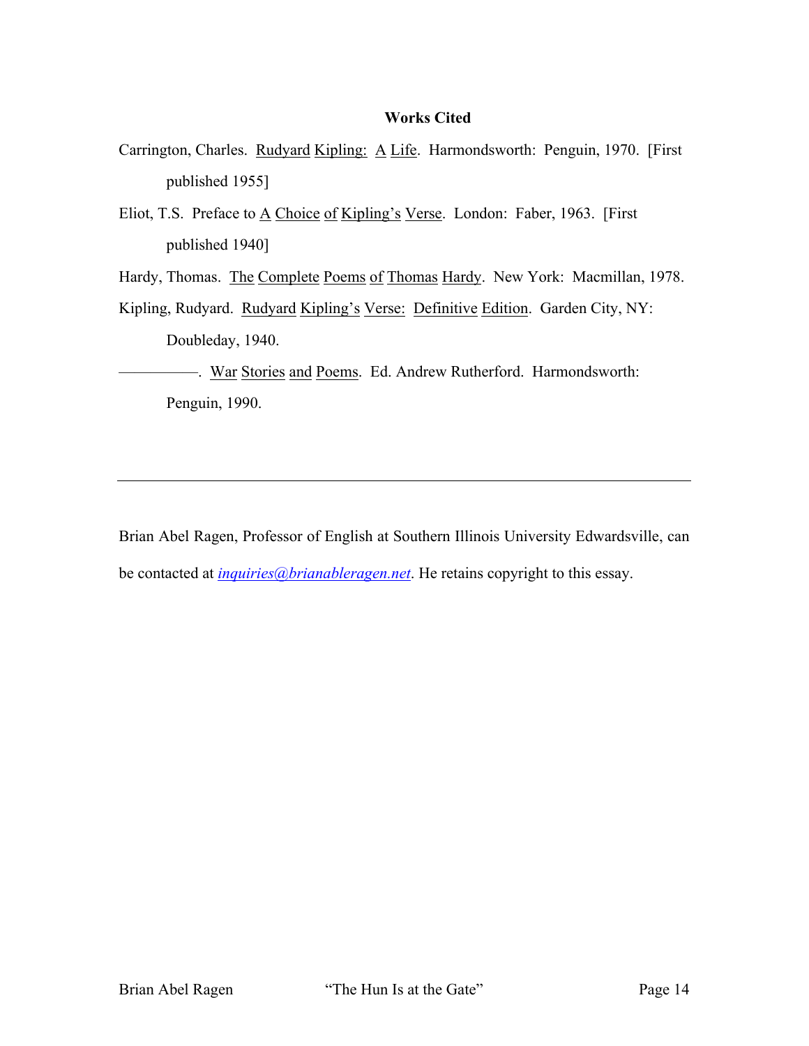## Works Cited

Carrington, Charles. Rudyard Kipling: A Life. Harmondsworth: Penguin, 1970. [First published 1955]

Eliot, T.S. Preface to A Choice of Kipling's Verse. London: Faber, 1963. [First published 1940]

Hardy, Thomas. The Complete Poems of Thomas Hardy. New York: Macmillan, 1978.

Kipling, Rudyard. Rudyard Kipling's Verse: Definitive Edition. Garden City, NY: Doubleday, 1940.

———. War Stories and Poems. Ed. Andrew Rutherford. Harmondsworth: Penguin, 1990.

---

Brian Abel Ragen, Professor of English at Southern Illinois University Edwardsville, can be contacted at *inquiries@brianableragen.net*. He retains copyright to this essay.